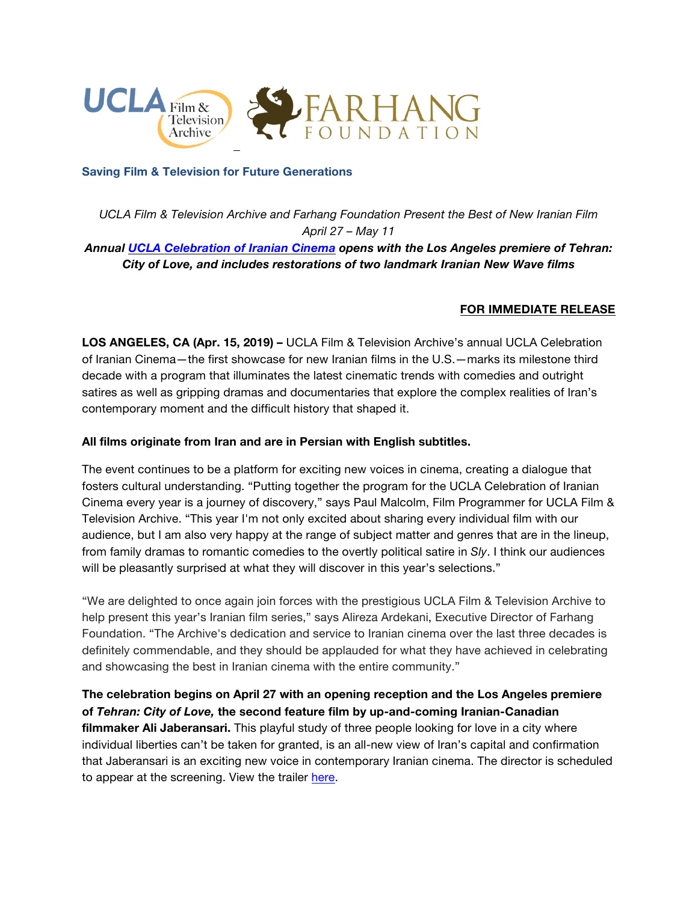**Saving Film & Television for Future Generations**

*UCLA Film & Television Archive and Farhang Foundation Present the Best of New Iranian Film*
*April 27 – May 11*

***Annual [UCLA Celebration of Iranian Cinema](#) opens with the Los Angeles premiere of Tehran: City of Love, and includes restorations of two landmark Iranian New Wave films***

**FOR IMMEDIATE RELEASE**

**LOS ANGELES, CA (Apr. 15, 2019) –** UCLA Film & Television Archive's annual UCLA Celebration of Iranian Cinema—the first showcase for new Iranian films in the U.S.—marks its milestone third decade with a program that illuminates the latest cinematic trends with comedies and outright satires as well as gripping dramas and documentaries that explore the complex realities of Iran's contemporary moment and the difficult history that shaped it.

**All films originate from Iran and are in Persian with English subtitles.**

The event continues to be a platform for exciting new voices in cinema, creating a dialogue that fosters cultural understanding. "Putting together the program for the UCLA Celebration of Iranian Cinema every year is a journey of discovery," says Paul Malcolm, Film Programmer for UCLA Film & Television Archive. "This year I'm not only excited about sharing every individual film with our audience, but I am also very happy at the range of subject matter and genres that are in the lineup, from family dramas to romantic comedies to the overtly political satire in *Sly*. I think our audiences will be pleasantly surprised at what they will discover in this year's selections."

"We are delighted to once again join forces with the prestigious UCLA Film & Television Archive to help present this year's Iranian film series," says Alireza Ardekani, Executive Director of Farhang Foundation. "The Archive's dedication and service to Iranian cinema over the last three decades is definitely commendable, and they should be applauded for what they have achieved in celebrating and showcasing the best in Iranian cinema with the entire community."

**The celebration begins on April 27 with an opening reception and the Los Angeles premiere of *Tehran: City of Love,* the second feature film by up-and-coming Iranian-Canadian filmmaker Ali Jaberansari.** This playful study of three people looking for love in a city where individual liberties can't be taken for granted, is an all-new view of Iran's capital and confirmation that Jaberansari is an exciting new voice in contemporary Iranian cinema. The director is scheduled to appear at the screening. View the trailer [here](#).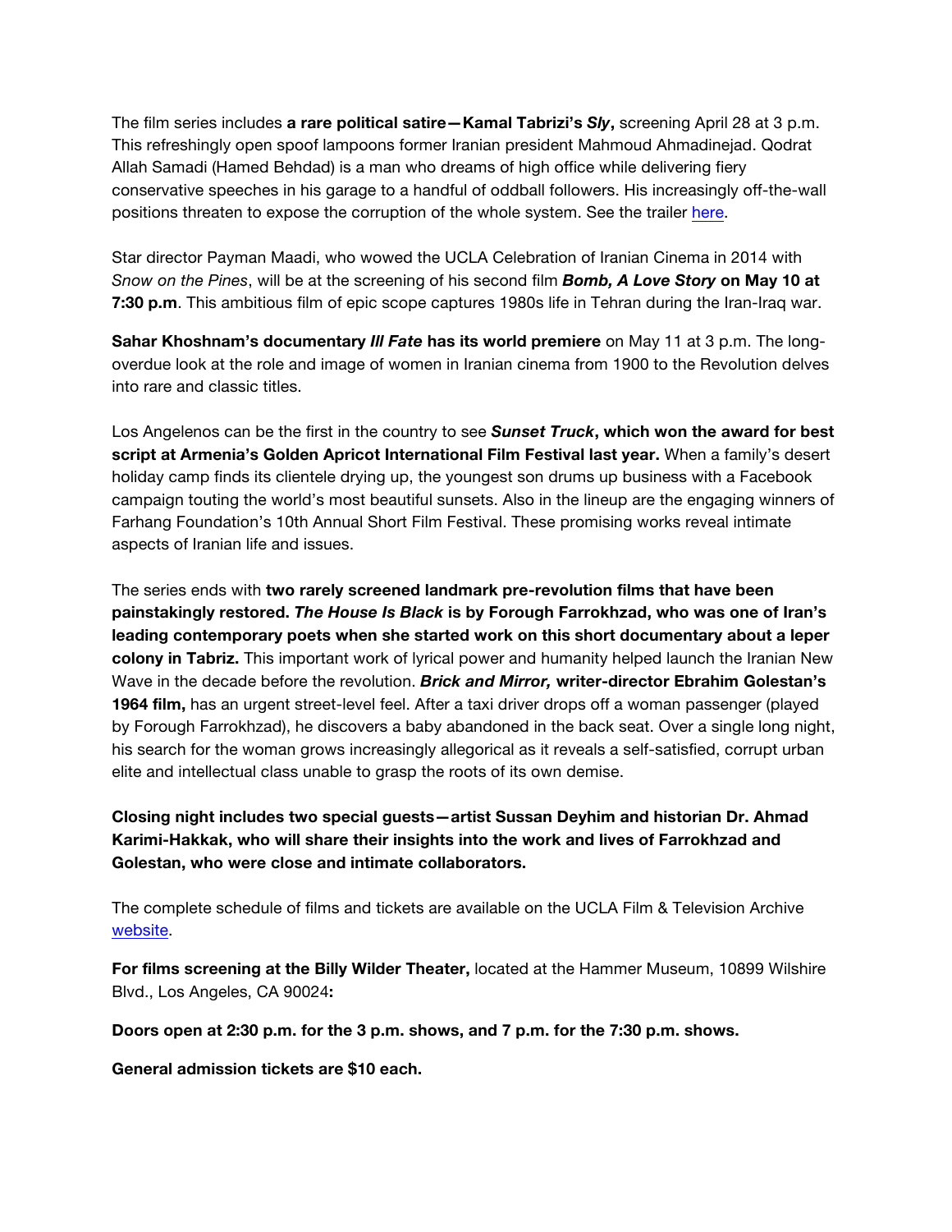The film series includes **a rare political satire—Kamal Tabrizi's *Sly*,** screening April 28 at 3 p.m. This refreshingly open spoof lampoons former Iranian president Mahmoud Ahmadinejad. Qodrat Allah Samadi (Hamed Behdad) is a man who dreams of high office while delivering fiery conservative speeches in his garage to a handful of oddball followers. His increasingly off-the-wall positions threaten to expose the corruption of the whole system. See the trailer here.

Star director Payman Maadi, who wowed the UCLA Celebration of Iranian Cinema in 2014 with *Snow on the Pines*, will be at the screening of his second film ***Bomb, A Love Story* on May 10 at 7:30 p.m**. This ambitious film of epic scope captures 1980s life in Tehran during the Iran-Iraq war.

**Sahar Khoshnam's documentary *Ill Fate* has its world premiere** on May 11 at 3 p.m. The long-overdue look at the role and image of women in Iranian cinema from 1900 to the Revolution delves into rare and classic titles.

Los Angelenos can be the first in the country to see ***Sunset Truck*, which won the award for best script at Armenia's Golden Apricot International Film Festival last year.** When a family's desert holiday camp finds its clientele drying up, the youngest son drums up business with a Facebook campaign touting the world's most beautiful sunsets. Also in the lineup are the engaging winners of Farhang Foundation's 10th Annual Short Film Festival. These promising works reveal intimate aspects of Iranian life and issues.

The series ends with **two rarely screened landmark pre-revolution films that have been painstakingly restored. *The House Is Black* is by Forough Farrokhzad, who was one of Iran's leading contemporary poets when she started work on this short documentary about a leper colony in Tabriz.** This important work of lyrical power and humanity helped launch the Iranian New Wave in the decade before the revolution. ***Brick and Mirror,* writer-director Ebrahim Golestan's 1964 film,** has an urgent street-level feel. After a taxi driver drops off a woman passenger (played by Forough Farrokhzad), he discovers a baby abandoned in the back seat. Over a single long night, his search for the woman grows increasingly allegorical as it reveals a self-satisfied, corrupt urban elite and intellectual class unable to grasp the roots of its own demise.

**Closing night includes two special guests—artist Sussan Deyhim and historian Dr. Ahmad Karimi-Hakkak, who will share their insights into the work and lives of Farrokhzad and Golestan, who were close and intimate collaborators.**

The complete schedule of films and tickets are available on the UCLA Film & Television Archive website.

**For films screening at the Billy Wilder Theater,** located at the Hammer Museum, 10899 Wilshire Blvd., Los Angeles, CA 90024**:**

**Doors open at 2:30 p.m. for the 3 p.m. shows, and 7 p.m. for the 7:30 p.m. shows.**

**General admission tickets are $10 each.**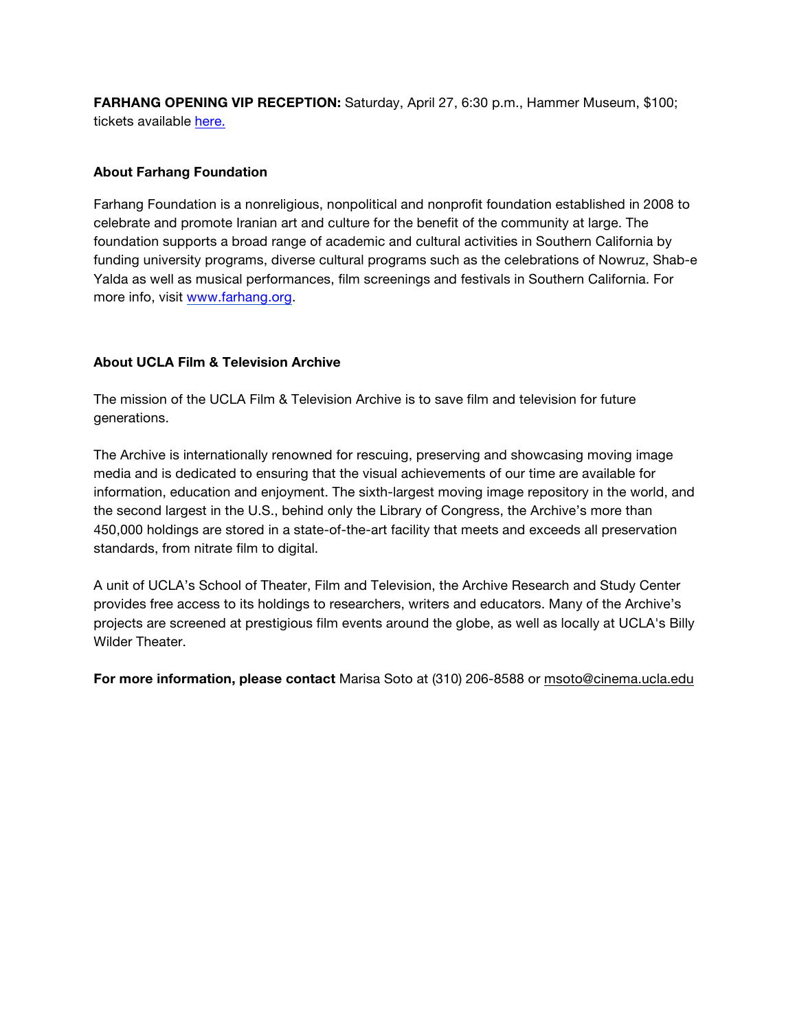**FARHANG OPENING VIP RECEPTION:** Saturday, April 27, 6:30 p.m., Hammer Museum, $100; tickets available here.

**About Farhang Foundation**

Farhang Foundation is a nonreligious, nonpolitical and nonprofit foundation established in 2008 to celebrate and promote Iranian art and culture for the benefit of the community at large. The foundation supports a broad range of academic and cultural activities in Southern California by funding university programs, diverse cultural programs such as the celebrations of Nowruz, Shab-e Yalda as well as musical performances, film screenings and festivals in Southern California. For more info, visit www.farhang.org.

**About UCLA Film & Television Archive**

The mission of the UCLA Film & Television Archive is to save film and television for future generations.

The Archive is internationally renowned for rescuing, preserving and showcasing moving image media and is dedicated to ensuring that the visual achievements of our time are available for information, education and enjoyment. The sixth-largest moving image repository in the world, and the second largest in the U.S., behind only the Library of Congress, the Archive's more than 450,000 holdings are stored in a state-of-the-art facility that meets and exceeds all preservation standards, from nitrate film to digital.

A unit of UCLA's School of Theater, Film and Television, the Archive Research and Study Center provides free access to its holdings to researchers, writers and educators. Many of the Archive's projects are screened at prestigious film events around the globe, as well as locally at UCLA's Billy Wilder Theater.

**For more information, please contact** Marisa Soto at (310) 206-8588 or msoto@cinema.ucla.edu